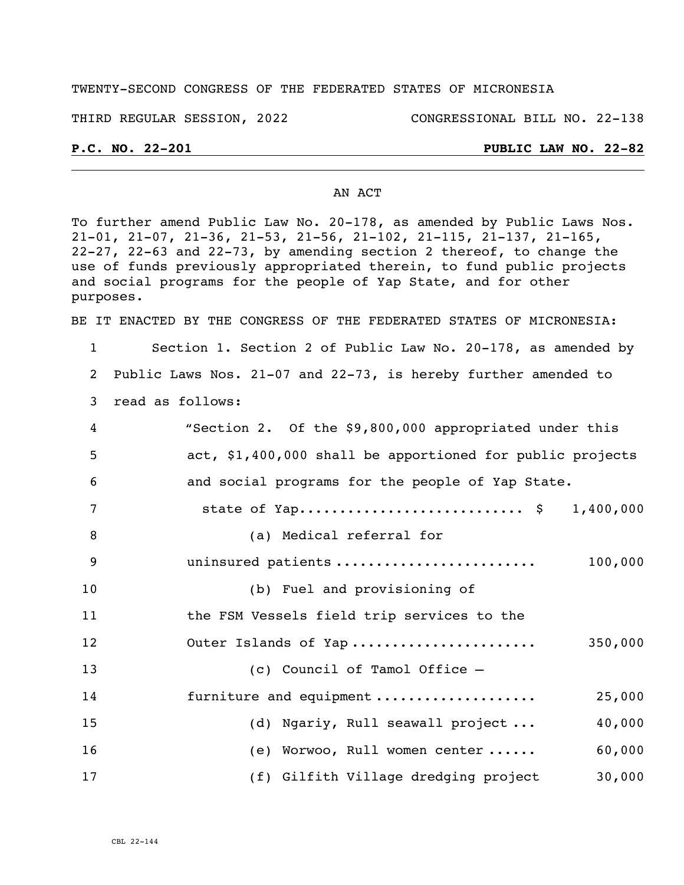TWENTY-SECOND CONGRESS OF THE FEDERATED STATES OF MICRONESIA

THIRD REGULAR SESSION, 2022 CONGRESSIONAL BILL NO. 22-138

**P.C. NO. 22-201** **PUBLIC LAW NO. 22-82**

AN ACT

To further amend Public Law No. 20-178, as amended by Public Laws Nos. 21-01, 21-07, 21-36, 21-53, 21-56, 21-102, 21-115, 21-137, 21-165, 22-27, 22-63 and 22-73, by amending section 2 thereof, to change the use of funds previously appropriated therein, to fund public projects and social programs for the people of Yap State, and for other purposes.

BE IT ENACTED BY THE CONGRESS OF THE FEDERATED STATES OF MICRONESIA:

1 Section 1. Section 2 of Public Law No. 20-178, as amended by
2 Public Laws Nos. 21-07 and 22-73, is hereby further amended to
3 read as follows:

4 "Section 2. Of the $9,800,000 appropriated under this
5 act, $1,400,000 shall be apportioned for public projects
6 and social programs for the people of Yap State.

7 state of Yap............................ $ 1,400,000

8 (a) Medical referral for
9 uninsured patients ........................ 100,000

10 (b) Fuel and provisioning of
11 the FSM Vessels field trip services to the
12 Outer Islands of Yap ...................... 350,000

13 (c) Council of Tamol Office –
14 furniture and equipment ................... 25,000

15 (d) Ngariy, Rull seawall project ... 40,000

16 (e) Worwoo, Rull women center ...... 60,000

17 (f) Gilfith Village dredging project 30,000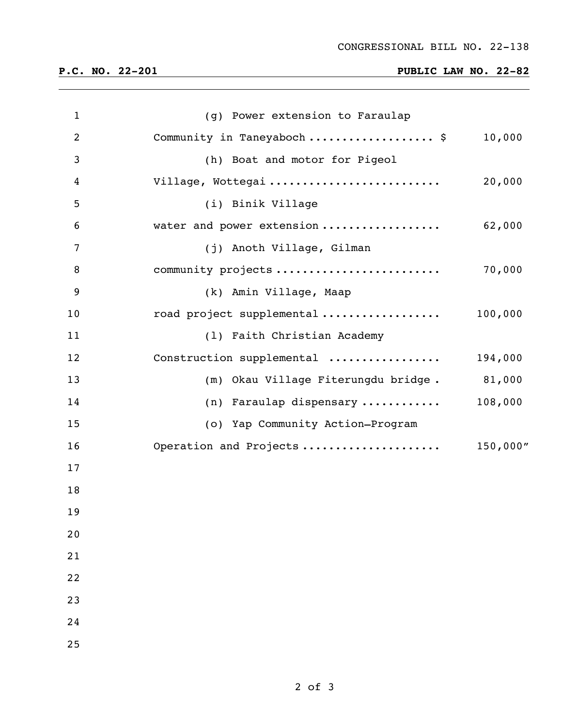(g) Power extension to Faraulap Community in Taneyaboch .................. $ 10,000

(h) Boat and motor for Pigeol Village, Wottegai .......................... 20,000

(i) Binik Village water and power extension .................. 62,000

(j) Anoth Village, Gilman community projects ........................ 70,000

(k) Amin Village, Maap road project supplemental .................. 100,000

(l) Faith Christian Academy Construction supplemental ................ 194,000

(m) Okau Village Fiterungdu bridge . 81,000

(n) Faraulap dispensary ........... 108,000

(o) Yap Community Action–Program Operation and Projects .................... 150,000"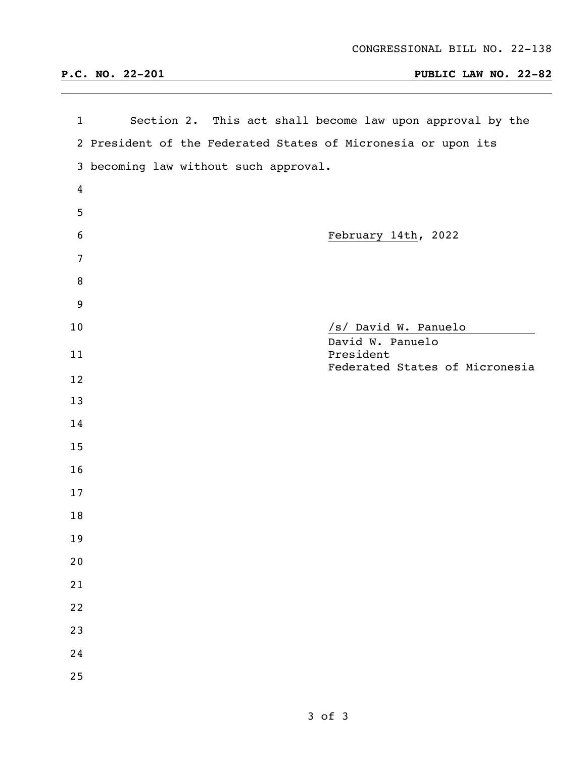CONGRESSIONAL BILL NO. 22-138

**P.C. NO. 22-201** **PUBLIC LAW NO. 22-82**

Section 2. This act shall become law upon approval by the President of the Federated States of Micronesia or upon its becoming law without such approval.

February 14th, 2022

/s/ David W. Panuelo
David W. Panuelo
President
Federated States of Micronesia